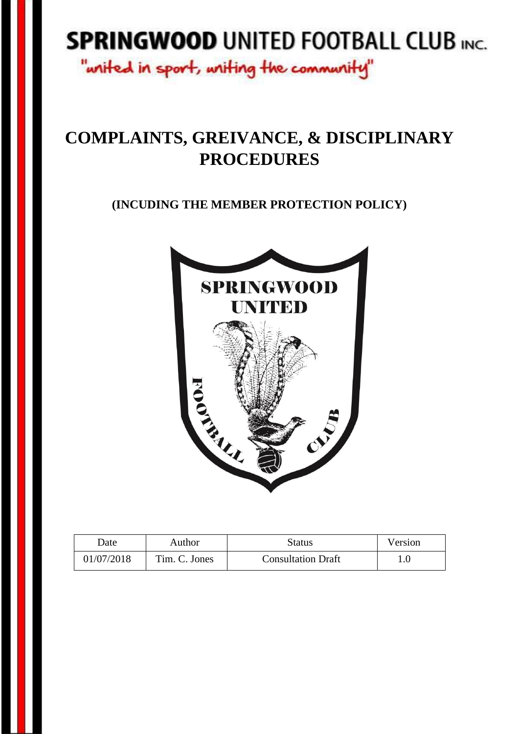# SPRINGWOOD UNITED FOOTBALL CLUB INC.

"united in sport, uniting the community"

# COMPLAINTS, GREIVANCE, & DISCIPLINARY PROCEDURES

## (INCUDING THE MEMBER PROTECTION POLICY)

| Date | Author | Status | Version |
| --- | --- | --- | --- |
| 01/07/2018 | Tim. C. Jones | Consultation Draft | 1.0 |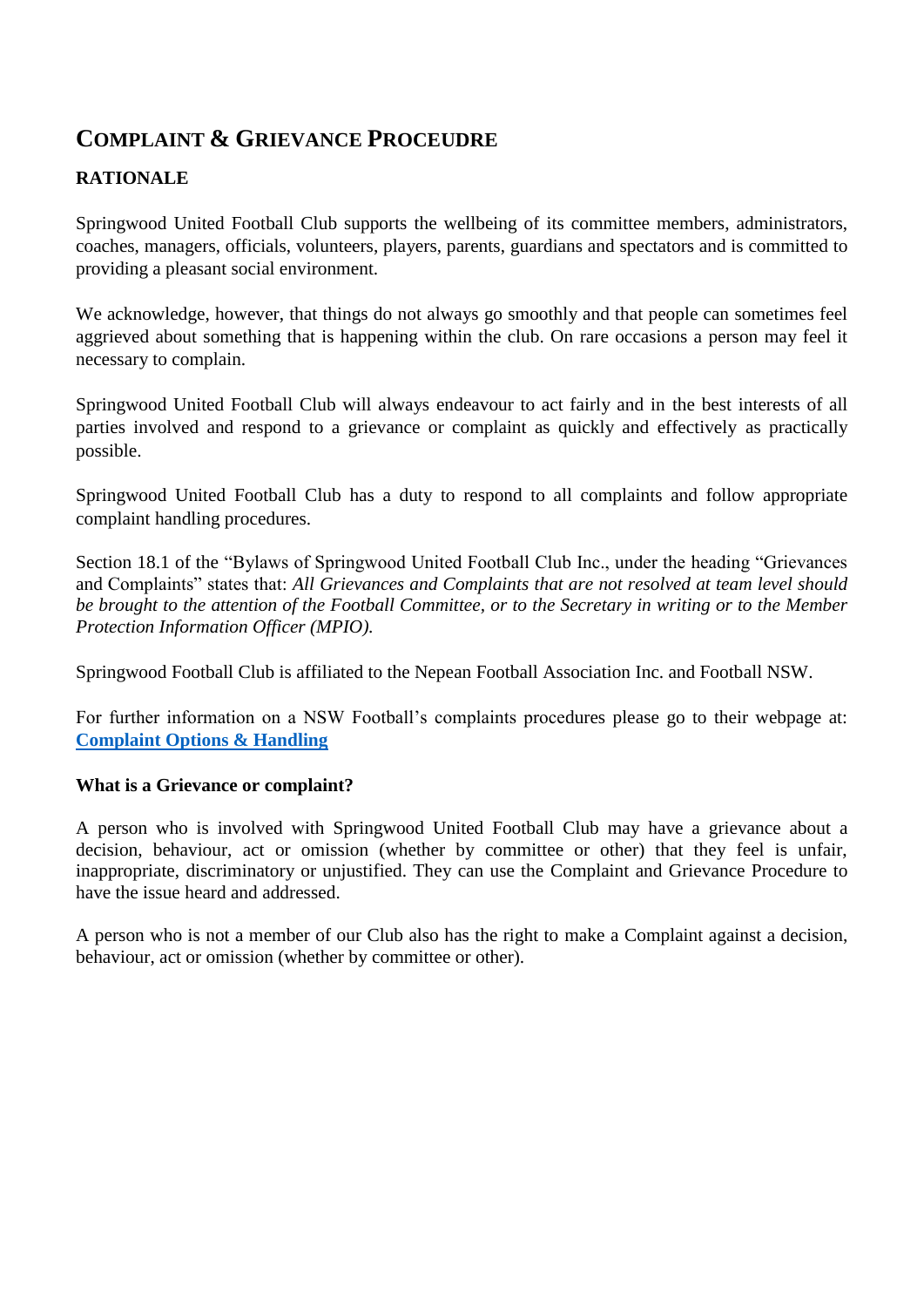## COMPLAINT & GRIEVANCE PROCEUDRE

### RATIONALE

Springwood United Football Club supports the wellbeing of its committee members, administrators, coaches, managers, officials, volunteers, players, parents, guardians and spectators and is committed to providing a pleasant social environment.

We acknowledge, however, that things do not always go smoothly and that people can sometimes feel aggrieved about something that is happening within the club. On rare occasions a person may feel it necessary to complain.

Springwood United Football Club will always endeavour to act fairly and in the best interests of all parties involved and respond to a grievance or complaint as quickly and effectively as practically possible.

Springwood United Football Club has a duty to respond to all complaints and follow appropriate complaint handling procedures.

Section 18.1 of the "Bylaws of Springwood United Football Club Inc., under the heading "Grievances and Complaints" states that: *All Grievances and Complaints that are not resolved at team level should be brought to the attention of the Football Committee, or to the Secretary in writing or to the Member Protection Information Officer (MPIO).*

Springwood Football Club is affiliated to the Nepean Football Association Inc. and Football NSW.

For further information on a NSW Football's complaints procedures please go to their webpage at: **Complaint Options & Handling**

**What is a Grievance or complaint?**

A person who is involved with Springwood United Football Club may have a grievance about a decision, behaviour, act or omission (whether by committee or other) that they feel is unfair, inappropriate, discriminatory or unjustified. They can use the Complaint and Grievance Procedure to have the issue heard and addressed.

A person who is not a member of our Club also has the right to make a Complaint against a decision, behaviour, act or omission (whether by committee or other).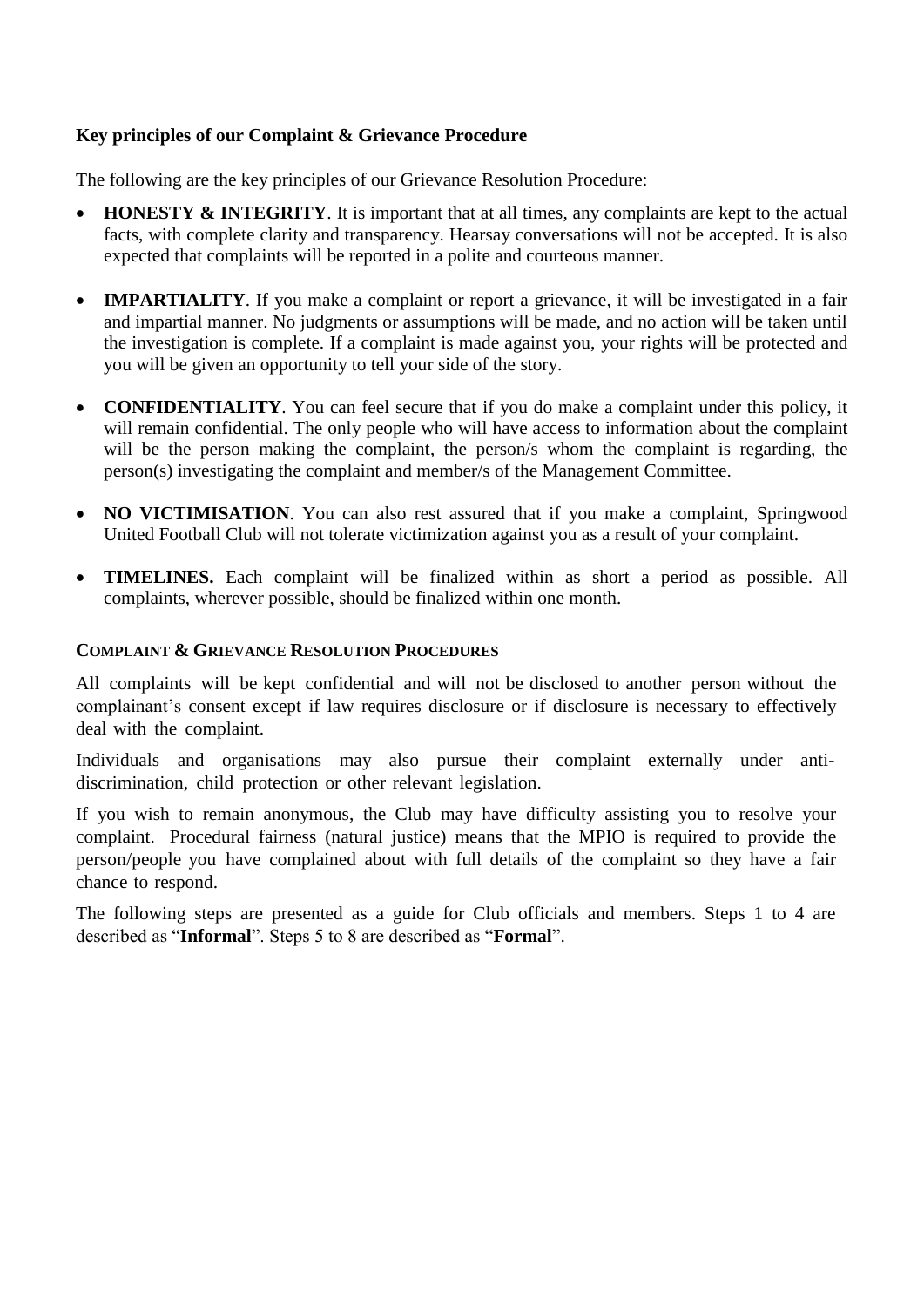### Key principles of our Complaint & Grievance Procedure

The following are the key principles of our Grievance Resolution Procedure:

- **HONESTY & INTEGRITY**. It is important that at all times, any complaints are kept to the actual facts, with complete clarity and transparency. Hearsay conversations will not be accepted. It is also expected that complaints will be reported in a polite and courteous manner.

- **IMPARTIALITY**. If you make a complaint or report a grievance, it will be investigated in a fair and impartial manner. No judgments or assumptions will be made, and no action will be taken until the investigation is complete. If a complaint is made against you, your rights will be protected and you will be given an opportunity to tell your side of the story.

- **CONFIDENTIALITY**. You can feel secure that if you do make a complaint under this policy, it will remain confidential. The only people who will have access to information about the complaint will be the person making the complaint, the person/s whom the complaint is regarding, the person(s) investigating the complaint and member/s of the Management Committee.

- **NO VICTIMISATION**. You can also rest assured that if you make a complaint, Springwood United Football Club will not tolerate victimization against you as a result of your complaint.

- **TIMELINES.** Each complaint will be finalized within as short a period as possible. All complaints, wherever possible, should be finalized within one month.

### COMPLAINT & GRIEVANCE RESOLUTION PROCEDURES

All complaints will be kept confidential and will not be disclosed to another person without the complainant's consent except if law requires disclosure or if disclosure is necessary to effectively deal with the complaint.

Individuals and organisations may also pursue their complaint externally under anti-discrimination, child protection or other relevant legislation.

If you wish to remain anonymous, the Club may have difficulty assisting you to resolve your complaint. Procedural fairness (natural justice) means that the MPIO is required to provide the person/people you have complained about with full details of the complaint so they have a fair chance to respond.

The following steps are presented as a guide for Club officials and members. Steps 1 to 4 are described as "**Informal**". Steps 5 to 8 are described as "**Formal**".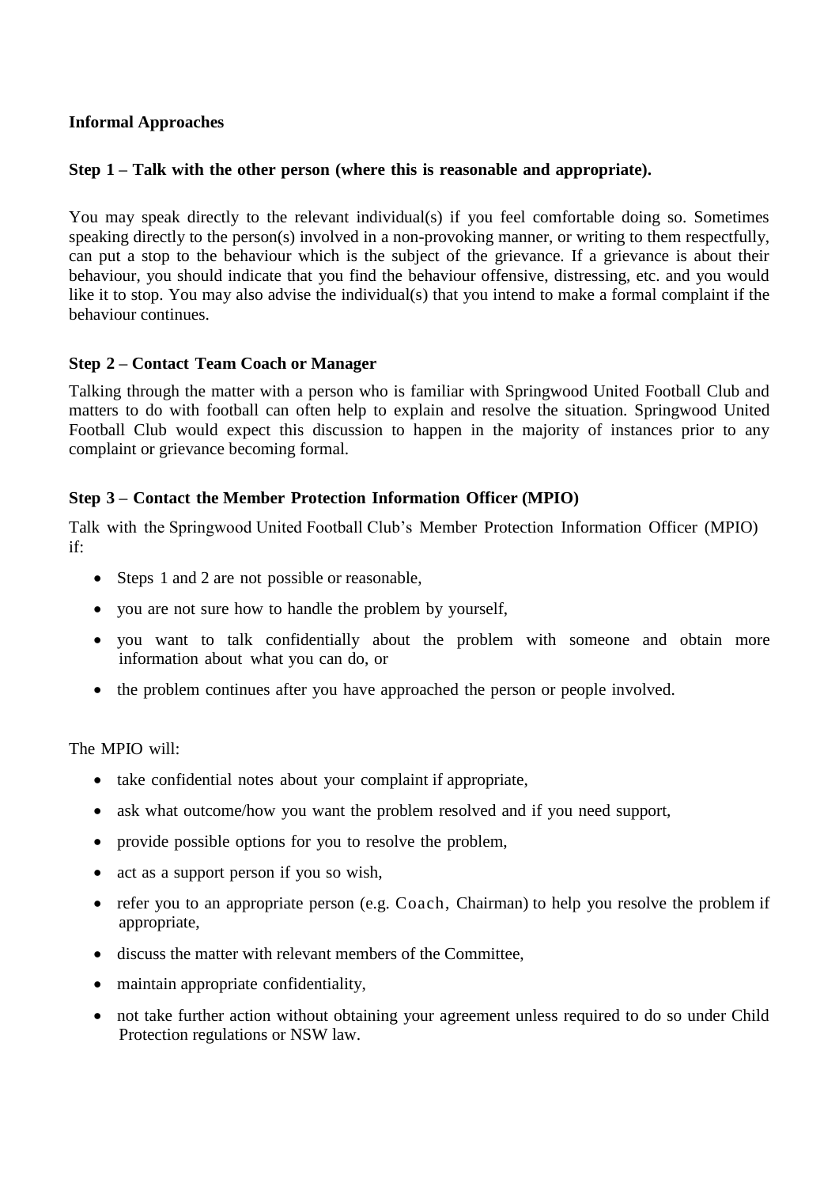**Informal Approaches**

**Step 1 – Talk with the other person (where this is reasonable and appropriate).**

You may speak directly to the relevant individual(s) if you feel comfortable doing so. Sometimes speaking directly to the person(s) involved in a non-provoking manner, or writing to them respectfully, can put a stop to the behaviour which is the subject of the grievance. If a grievance is about their behaviour, you should indicate that you find the behaviour offensive, distressing, etc. and you would like it to stop. You may also advise the individual(s) that you intend to make a formal complaint if the behaviour continues.

**Step 2 – Contact Team Coach or Manager**

Talking through the matter with a person who is familiar with Springwood United Football Club and matters to do with football can often help to explain and resolve the situation. Springwood United Football Club would expect this discussion to happen in the majority of instances prior to any complaint or grievance becoming formal.

**Step 3 – Contact the Member Protection Information Officer (MPIO)**

Talk with the Springwood United Football Club's Member Protection Information Officer (MPIO) if:

- Steps 1 and 2 are not possible or reasonable,
- you are not sure how to handle the problem by yourself,
- you want to talk confidentially about the problem with someone and obtain more information about what you can do, or
- the problem continues after you have approached the person or people involved.

The MPIO will:

- take confidential notes about your complaint if appropriate,
- ask what outcome/how you want the problem resolved and if you need support,
- provide possible options for you to resolve the problem,
- act as a support person if you so wish,
- refer you to an appropriate person (e.g. Coach, Chairman) to help you resolve the problem if appropriate,
- discuss the matter with relevant members of the Committee,
- maintain appropriate confidentiality,
- not take further action without obtaining your agreement unless required to do so under Child Protection regulations or NSW law.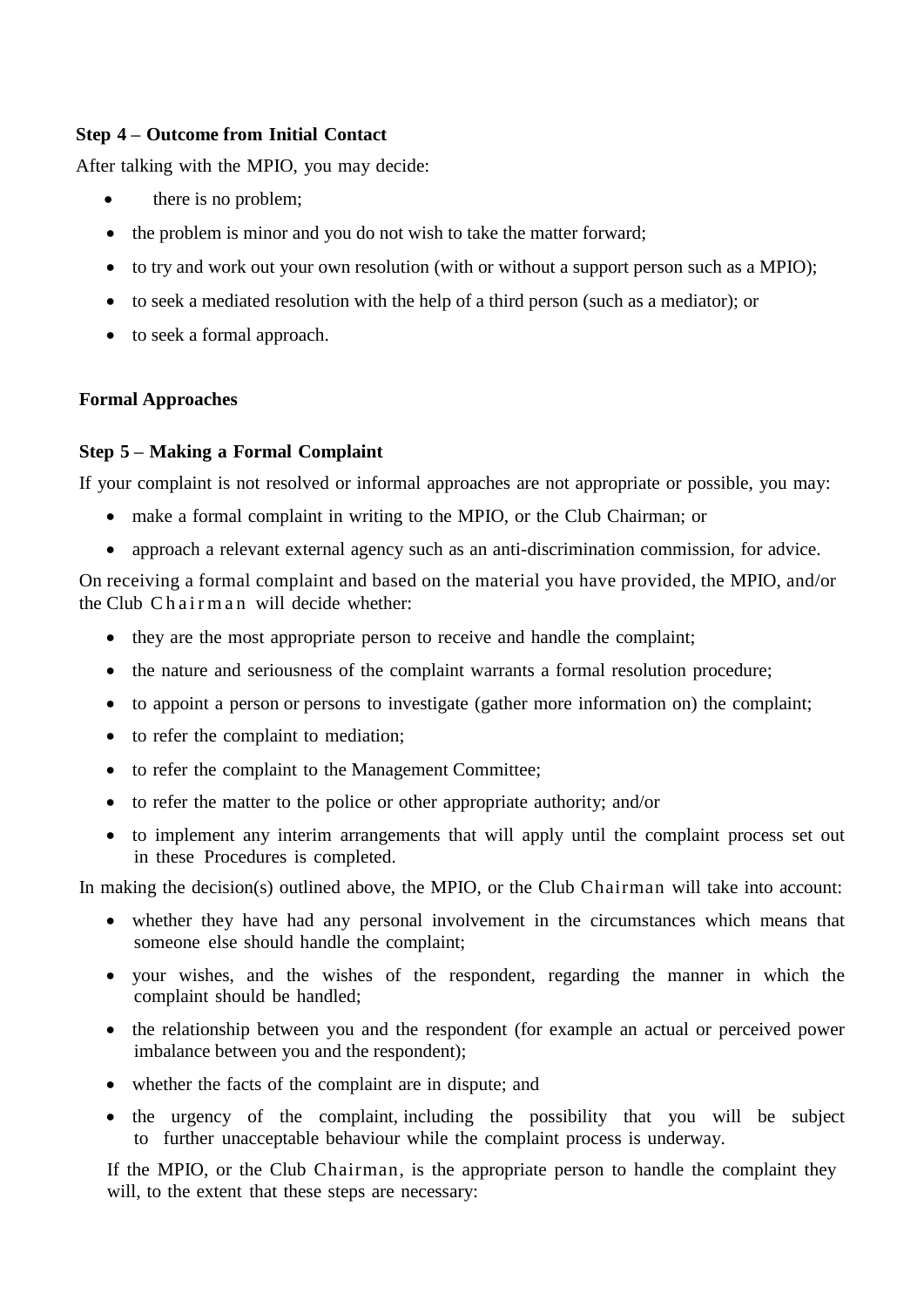**Step 4 – Outcome from Initial Contact**

After talking with the MPIO, you may decide:

- there is no problem;
- the problem is minor and you do not wish to take the matter forward;
- to try and work out your own resolution (with or without a support person such as a MPIO);
- to seek a mediated resolution with the help of a third person (such as a mediator); or
- to seek a formal approach.

**Formal Approaches**

**Step 5 – Making a Formal Complaint**

If your complaint is not resolved or informal approaches are not appropriate or possible, you may:

- make a formal complaint in writing to the MPIO, or the Club Chairman; or
- approach a relevant external agency such as an anti-discrimination commission, for advice.

On receiving a formal complaint and based on the material you have provided, the MPIO, and/or the Club Chairman will decide whether:

- they are the most appropriate person to receive and handle the complaint;
- the nature and seriousness of the complaint warrants a formal resolution procedure;
- to appoint a person or persons to investigate (gather more information on) the complaint;
- to refer the complaint to mediation;
- to refer the complaint to the Management Committee;
- to refer the matter to the police or other appropriate authority; and/or
- to implement any interim arrangements that will apply until the complaint process set out in these Procedures is completed.

In making the decision(s) outlined above, the MPIO, or the Club Chairman will take into account:

- whether they have had any personal involvement in the circumstances which means that someone else should handle the complaint;
- your wishes, and the wishes of the respondent, regarding the manner in which the complaint should be handled;
- the relationship between you and the respondent (for example an actual or perceived power imbalance between you and the respondent);
- whether the facts of the complaint are in dispute; and
- the urgency of the complaint, including the possibility that you will be subject to further unacceptable behaviour while the complaint process is underway.

If the MPIO, or the Club Chairman, is the appropriate person to handle the complaint they will, to the extent that these steps are necessary: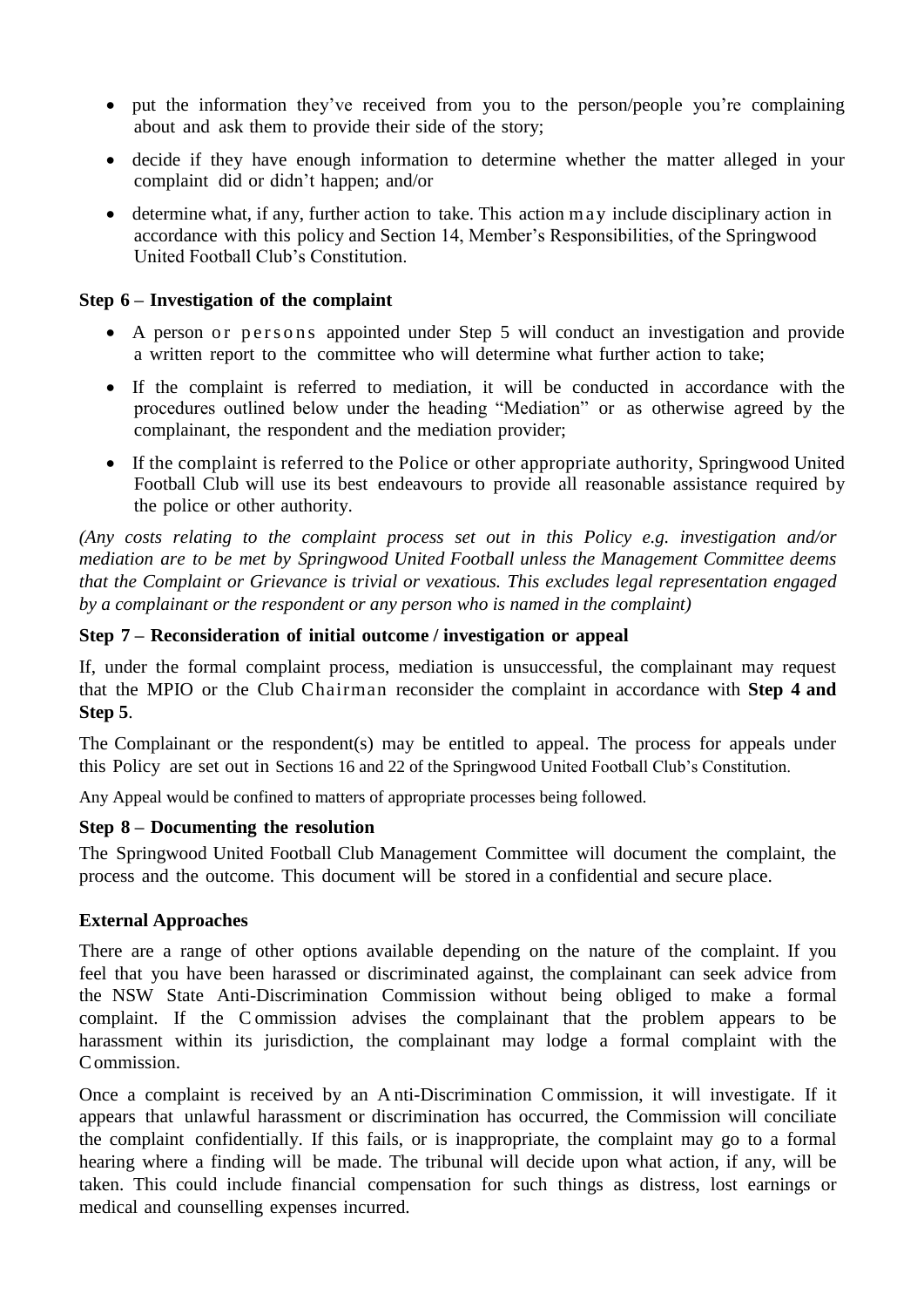- put the information they've received from you to the person/people you're complaining about and ask them to provide their side of the story;
- decide if they have enough information to determine whether the matter alleged in your complaint did or didn't happen; and/or
- determine what, if any, further action to take. This action may include disciplinary action in accordance with this policy and Section 14, Member's Responsibilities, of the Springwood United Football Club's Constitution.

**Step 6 – Investigation of the complaint**

- A person or persons appointed under Step 5 will conduct an investigation and provide a written report to the committee who will determine what further action to take;
- If the complaint is referred to mediation, it will be conducted in accordance with the procedures outlined below under the heading "Mediation" or as otherwise agreed by the complainant, the respondent and the mediation provider;
- If the complaint is referred to the Police or other appropriate authority, Springwood United Football Club will use its best endeavours to provide all reasonable assistance required by the police or other authority.

*(Any costs relating to the complaint process set out in this Policy e.g. investigation and/or mediation are to be met by Springwood United Football unless the Management Committee deems that the Complaint or Grievance is trivial or vexatious. This excludes legal representation engaged by a complainant or the respondent or any person who is named in the complaint)*

**Step 7 – Reconsideration of initial outcome / investigation or appeal**

If, under the formal complaint process, mediation is unsuccessful, the complainant may request that the MPIO or the Club Chairman reconsider the complaint in accordance with **Step 4 and Step 5**.

The Complainant or the respondent(s) may be entitled to appeal. The process for appeals under this Policy are set out in Sections 16 and 22 of the Springwood United Football Club's Constitution.

Any Appeal would be confined to matters of appropriate processes being followed.

**Step 8 – Documenting the resolution**

The Springwood United Football Club Management Committee will document the complaint, the process and the outcome. This document will be stored in a confidential and secure place.

**External Approaches**

There are a range of other options available depending on the nature of the complaint. If you feel that you have been harassed or discriminated against, the complainant can seek advice from the NSW State Anti-Discrimination Commission without being obliged to make a formal complaint. If the Commission advises the complainant that the problem appears to be harassment within its jurisdiction, the complainant may lodge a formal complaint with the Commission.

Once a complaint is received by an Anti-Discrimination Commission, it will investigate. If it appears that unlawful harassment or discrimination has occurred, the Commission will conciliate the complaint confidentially. If this fails, or is inappropriate, the complaint may go to a formal hearing where a finding will be made. The tribunal will decide upon what action, if any, will be taken. This could include financial compensation for such things as distress, lost earnings or medical and counselling expenses incurred.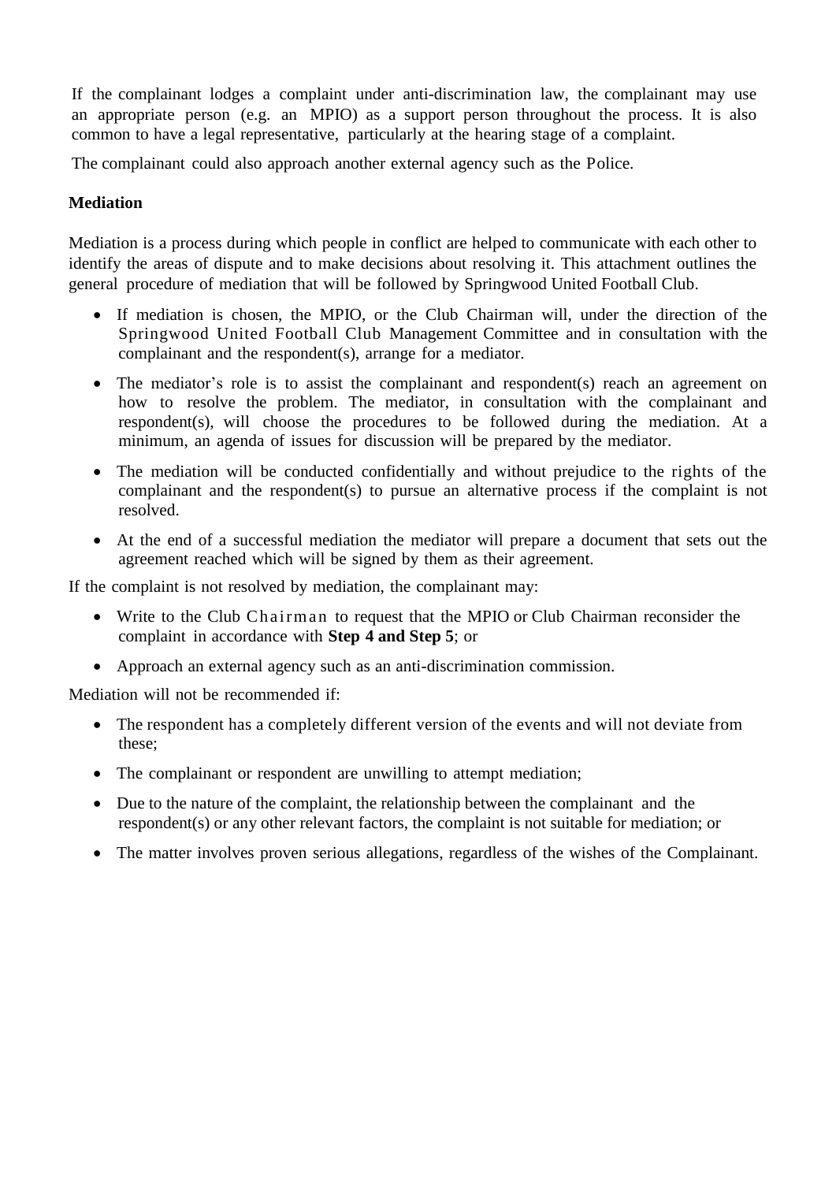If the complainant lodges a complaint under anti-discrimination law, the complainant may use an appropriate person (e.g. an MPIO) as a support person throughout the process. It is also common to have a legal representative, particularly at the hearing stage of a complaint.

The complainant could also approach another external agency such as the Police.

**Mediation**

Mediation is a process during which people in conflict are helped to communicate with each other to identify the areas of dispute and to make decisions about resolving it. This attachment outlines the general procedure of mediation that will be followed by Springwood United Football Club.

- If mediation is chosen, the MPIO, or the Club Chairman will, under the direction of the Springwood United Football Club Management Committee and in consultation with the complainant and the respondent(s), arrange for a mediator.
- The mediator's role is to assist the complainant and respondent(s) reach an agreement on how to resolve the problem. The mediator, in consultation with the complainant and respondent(s), will choose the procedures to be followed during the mediation. At a minimum, an agenda of issues for discussion will be prepared by the mediator.
- The mediation will be conducted confidentially and without prejudice to the rights of the complainant and the respondent(s) to pursue an alternative process if the complaint is not resolved.
- At the end of a successful mediation the mediator will prepare a document that sets out the agreement reached which will be signed by them as their agreement.

If the complaint is not resolved by mediation, the complainant may:

- Write to the Club Chairman to request that the MPIO or Club Chairman reconsider the complaint in accordance with **Step 4 and Step 5**; or
- Approach an external agency such as an anti-discrimination commission.

Mediation will not be recommended if:

- The respondent has a completely different version of the events and will not deviate from these;
- The complainant or respondent are unwilling to attempt mediation;
- Due to the nature of the complaint, the relationship between the complainant and the respondent(s) or any other relevant factors, the complaint is not suitable for mediation; or
- The matter involves proven serious allegations, regardless of the wishes of the Complainant.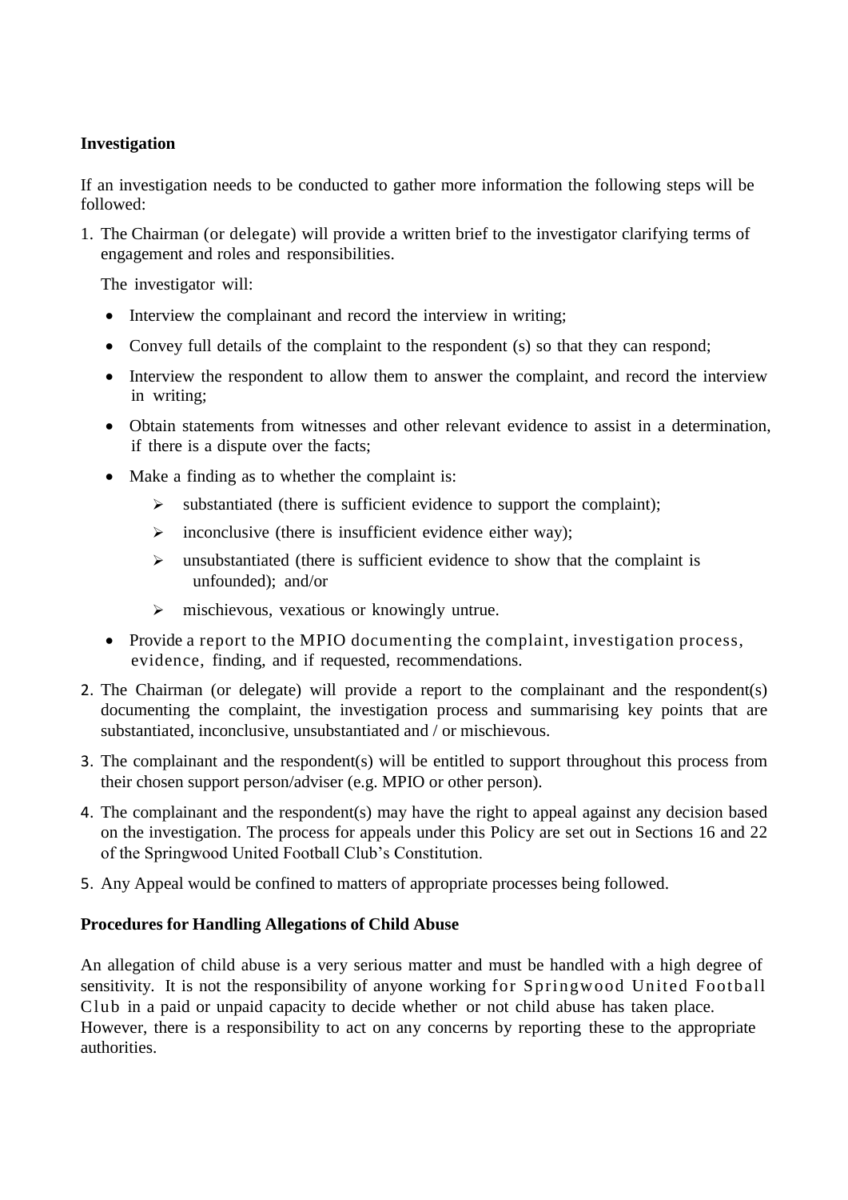**Investigation**

If an investigation needs to be conducted to gather more information the following steps will be followed:

1. The Chairman (or delegate) will provide a written brief to the investigator clarifying terms of engagement and roles and responsibilities.

   The investigator will:

   - Interview the complainant and record the interview in writing;
   - Convey full details of the complaint to the respondent (s) so that they can respond;
   - Interview the respondent to allow them to answer the complaint, and record the interview in writing;
   - Obtain statements from witnesses and other relevant evidence to assist in a determination, if there is a dispute over the facts;
   - Make a finding as to whether the complaint is:
     - substantiated (there is sufficient evidence to support the complaint);
     - inconclusive (there is insufficient evidence either way);
     - unsubstantiated (there is sufficient evidence to show that the complaint is unfounded); and/or
     - mischievous, vexatious or knowingly untrue.
   - Provide a report to the MPIO documenting the complaint, investigation process, evidence, finding, and if requested, recommendations.
2. The Chairman (or delegate) will provide a report to the complainant and the respondent(s) documenting the complaint, the investigation process and summarising key points that are substantiated, inconclusive, unsubstantiated and / or mischievous.
3. The complainant and the respondent(s) will be entitled to support throughout this process from their chosen support person/adviser (e.g. MPIO or other person).
4. The complainant and the respondent(s) may have the right to appeal against any decision based on the investigation. The process for appeals under this Policy are set out in Sections 16 and 22 of the Springwood United Football Club's Constitution.
5. Any Appeal would be confined to matters of appropriate processes being followed.

**Procedures for Handling Allegations of Child Abuse**

An allegation of child abuse is a very serious matter and must be handled with a high degree of sensitivity. It is not the responsibility of anyone working for Springwood United Football Club in a paid or unpaid capacity to decide whether or not child abuse has taken place. However, there is a responsibility to act on any concerns by reporting these to the appropriate authorities.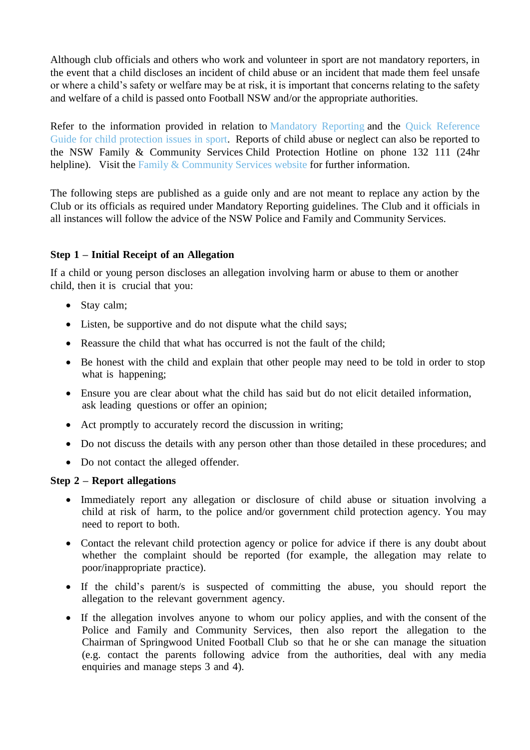Although club officials and others who work and volunteer in sport are not mandatory reporters, in the event that a child discloses an incident of child abuse or an incident that made them feel unsafe or where a child's safety or welfare may be at risk, it is important that concerns relating to the safety and welfare of a child is passed onto Football NSW and/or the appropriate authorities.

Refer to the information provided in relation to Mandatory Reporting and the Quick Reference Guide for child protection issues in sport. Reports of child abuse or neglect can also be reported to the NSW Family & Community Services Child Protection Hotline on phone 132 111 (24hr helpline). Visit the Family & Community Services website for further information.

The following steps are published as a guide only and are not meant to replace any action by the Club or its officials as required under Mandatory Reporting guidelines. The Club and it officials in all instances will follow the advice of the NSW Police and Family and Community Services.

**Step 1 – Initial Receipt of an Allegation**

If a child or young person discloses an allegation involving harm or abuse to them or another child, then it is crucial that you:

- Stay calm;
- Listen, be supportive and do not dispute what the child says;
- Reassure the child that what has occurred is not the fault of the child;
- Be honest with the child and explain that other people may need to be told in order to stop what is happening;
- Ensure you are clear about what the child has said but do not elicit detailed information, ask leading questions or offer an opinion;
- Act promptly to accurately record the discussion in writing;
- Do not discuss the details with any person other than those detailed in these procedures; and
- Do not contact the alleged offender.

**Step 2 – Report allegations**

- Immediately report any allegation or disclosure of child abuse or situation involving a child at risk of harm, to the police and/or government child protection agency. You may need to report to both.
- Contact the relevant child protection agency or police for advice if there is any doubt about whether the complaint should be reported (for example, the allegation may relate to poor/inappropriate practice).
- If the child's parent/s is suspected of committing the abuse, you should report the allegation to the relevant government agency.
- If the allegation involves anyone to whom our policy applies, and with the consent of the Police and Family and Community Services, then also report the allegation to the Chairman of Springwood United Football Club so that he or she can manage the situation (e.g. contact the parents following advice from the authorities, deal with any media enquiries and manage steps 3 and 4).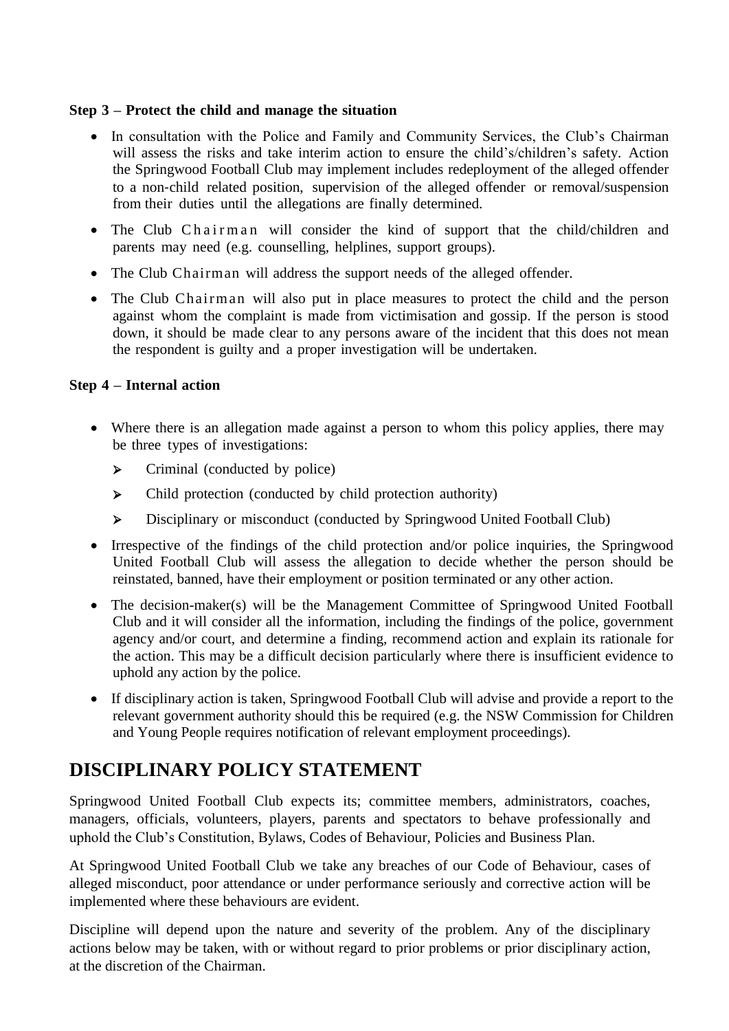**Step 3 – Protect the child and manage the situation**

- In consultation with the Police and Family and Community Services, the Club's Chairman will assess the risks and take interim action to ensure the child's/children's safety. Action the Springwood Football Club may implement includes redeployment of the alleged offender to a non-child related position, supervision of the alleged offender or removal/suspension from their duties until the allegations are finally determined.
- The Club Chairman will consider the kind of support that the child/children and parents may need (e.g. counselling, helplines, support groups).
- The Club Chairman will address the support needs of the alleged offender.
- The Club Chairman will also put in place measures to protect the child and the person against whom the complaint is made from victimisation and gossip. If the person is stood down, it should be made clear to any persons aware of the incident that this does not mean the respondent is guilty and a proper investigation will be undertaken.

**Step 4 – Internal action**

- Where there is an allegation made against a person to whom this policy applies, there may be three types of investigations:
  - Criminal (conducted by police)
  - Child protection (conducted by child protection authority)
  - Disciplinary or misconduct (conducted by Springwood United Football Club)
- Irrespective of the findings of the child protection and/or police inquiries, the Springwood United Football Club will assess the allegation to decide whether the person should be reinstated, banned, have their employment or position terminated or any other action.
- The decision-maker(s) will be the Management Committee of Springwood United Football Club and it will consider all the information, including the findings of the police, government agency and/or court, and determine a finding, recommend action and explain its rationale for the action. This may be a difficult decision particularly where there is insufficient evidence to uphold any action by the police.
- If disciplinary action is taken, Springwood Football Club will advise and provide a report to the relevant government authority should this be required (e.g. the NSW Commission for Children and Young People requires notification of relevant employment proceedings).

## DISCIPLINARY POLICY STATEMENT

Springwood United Football Club expects its; committee members, administrators, coaches, managers, officials, volunteers, players, parents and spectators to behave professionally and uphold the Club's Constitution, Bylaws, Codes of Behaviour, Policies and Business Plan.

At Springwood United Football Club we take any breaches of our Code of Behaviour, cases of alleged misconduct, poor attendance or under performance seriously and corrective action will be implemented where these behaviours are evident.

Discipline will depend upon the nature and severity of the problem. Any of the disciplinary actions below may be taken, with or without regard to prior problems or prior disciplinary action, at the discretion of the Chairman.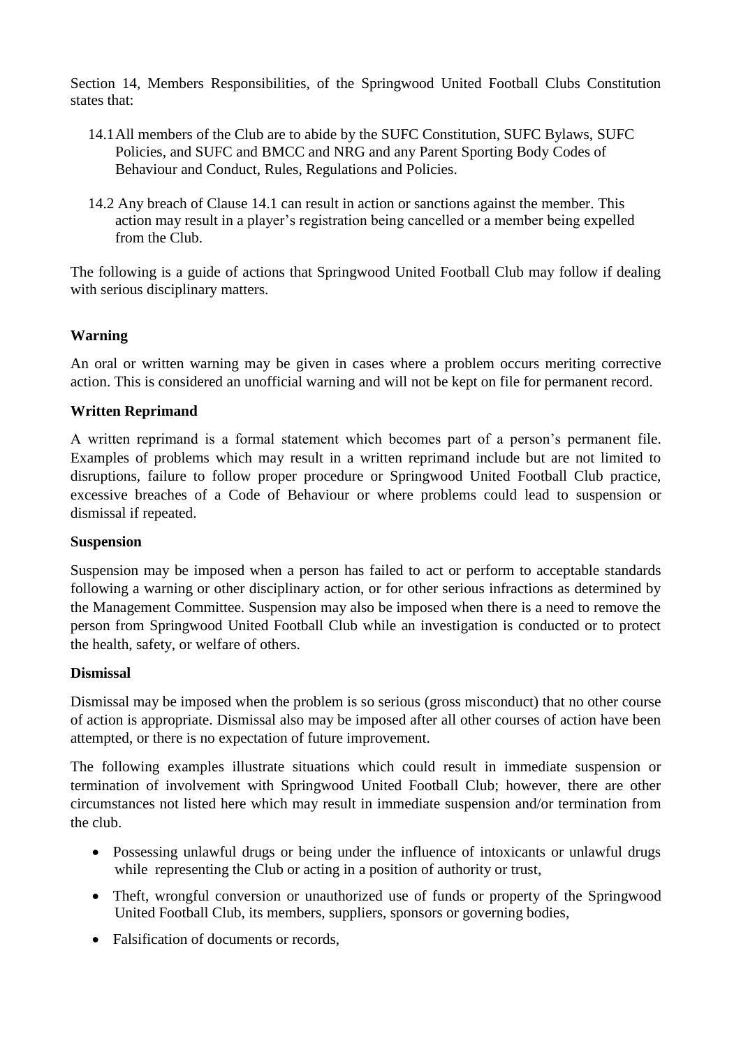Section 14, Members Responsibilities, of the Springwood United Football Clubs Constitution states that:

14.1 All members of the Club are to abide by the SUFC Constitution, SUFC Bylaws, SUFC Policies, and SUFC and BMCC and NRG and any Parent Sporting Body Codes of Behaviour and Conduct, Rules, Regulations and Policies.

14.2 Any breach of Clause 14.1 can result in action or sanctions against the member. This action may result in a player's registration being cancelled or a member being expelled from the Club.

The following is a guide of actions that Springwood United Football Club may follow if dealing with serious disciplinary matters.

**Warning**

An oral or written warning may be given in cases where a problem occurs meriting corrective action. This is considered an unofficial warning and will not be kept on file for permanent record.

**Written Reprimand**

A written reprimand is a formal statement which becomes part of a person's permanent file. Examples of problems which may result in a written reprimand include but are not limited to disruptions, failure to follow proper procedure or Springwood United Football Club practice, excessive breaches of a Code of Behaviour or where problems could lead to suspension or dismissal if repeated.

**Suspension**

Suspension may be imposed when a person has failed to act or perform to acceptable standards following a warning or other disciplinary action, or for other serious infractions as determined by the Management Committee. Suspension may also be imposed when there is a need to remove the person from Springwood United Football Club while an investigation is conducted or to protect the health, safety, or welfare of others.

**Dismissal**

Dismissal may be imposed when the problem is so serious (gross misconduct) that no other course of action is appropriate. Dismissal also may be imposed after all other courses of action have been attempted, or there is no expectation of future improvement.

The following examples illustrate situations which could result in immediate suspension or termination of involvement with Springwood United Football Club; however, there are other circumstances not listed here which may result in immediate suspension and/or termination from the club.

- Possessing unlawful drugs or being under the influence of intoxicants or unlawful drugs while representing the Club or acting in a position of authority or trust,
- Theft, wrongful conversion or unauthorized use of funds or property of the Springwood United Football Club, its members, suppliers, sponsors or governing bodies,
- Falsification of documents or records,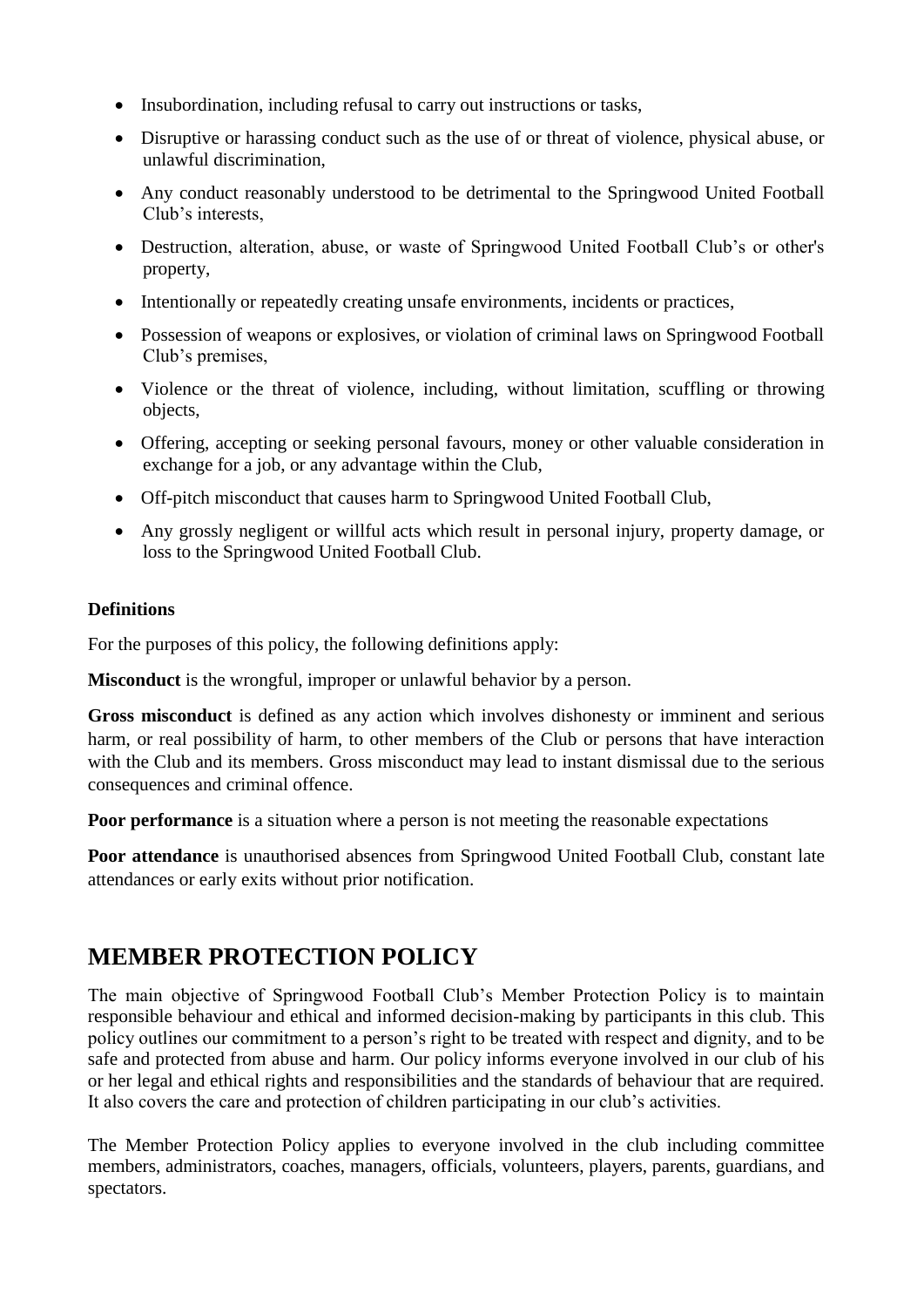- Insubordination, including refusal to carry out instructions or tasks,
- Disruptive or harassing conduct such as the use of or threat of violence, physical abuse, or unlawful discrimination,
- Any conduct reasonably understood to be detrimental to the Springwood United Football Club's interests,
- Destruction, alteration, abuse, or waste of Springwood United Football Club's or other's property,
- Intentionally or repeatedly creating unsafe environments, incidents or practices,
- Possession of weapons or explosives, or violation of criminal laws on Springwood Football Club's premises,
- Violence or the threat of violence, including, without limitation, scuffling or throwing objects,
- Offering, accepting or seeking personal favours, money or other valuable consideration in exchange for a job, or any advantage within the Club,
- Off-pitch misconduct that causes harm to Springwood United Football Club,
- Any grossly negligent or willful acts which result in personal injury, property damage, or loss to the Springwood United Football Club.

**Definitions**

For the purposes of this policy, the following definitions apply:

**Misconduct** is the wrongful, improper or unlawful behavior by a person.

**Gross misconduct** is defined as any action which involves dishonesty or imminent and serious harm, or real possibility of harm, to other members of the Club or persons that have interaction with the Club and its members. Gross misconduct may lead to instant dismissal due to the serious consequences and criminal offence.

**Poor performance** is a situation where a person is not meeting the reasonable expectations

**Poor attendance** is unauthorised absences from Springwood United Football Club, constant late attendances or early exits without prior notification.

## MEMBER PROTECTION POLICY

The main objective of Springwood Football Club's Member Protection Policy is to maintain responsible behaviour and ethical and informed decision-making by participants in this club. This policy outlines our commitment to a person's right to be treated with respect and dignity, and to be safe and protected from abuse and harm. Our policy informs everyone involved in our club of his or her legal and ethical rights and responsibilities and the standards of behaviour that are required. It also covers the care and protection of children participating in our club's activities.

The Member Protection Policy applies to everyone involved in the club including committee members, administrators, coaches, managers, officials, volunteers, players, parents, guardians, and spectators.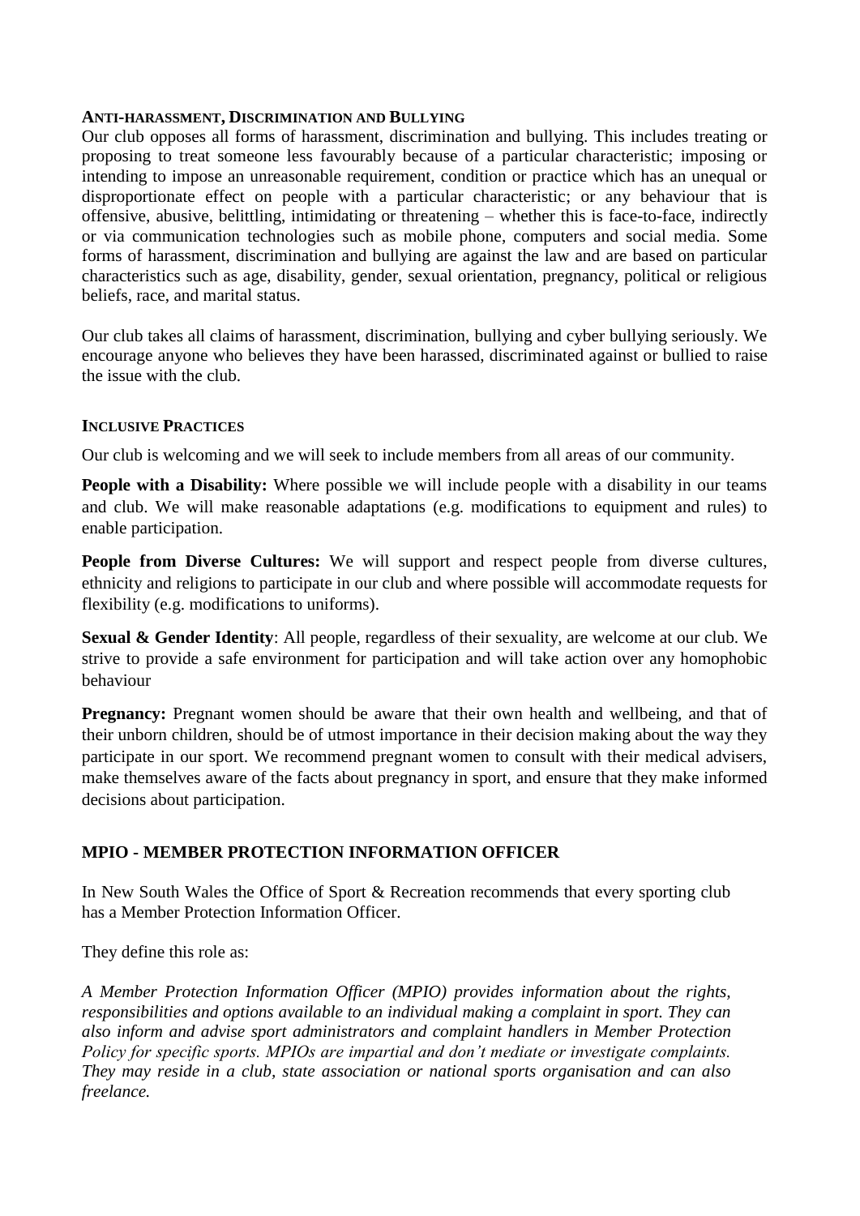### ANTI-HARASSMENT, DISCRIMINATION AND BULLYING

Our club opposes all forms of harassment, discrimination and bullying. This includes treating or proposing to treat someone less favourably because of a particular characteristic; imposing or intending to impose an unreasonable requirement, condition or practice which has an unequal or disproportionate effect on people with a particular characteristic; or any behaviour that is offensive, abusive, belittling, intimidating or threatening – whether this is face-to-face, indirectly or via communication technologies such as mobile phone, computers and social media. Some forms of harassment, discrimination and bullying are against the law and are based on particular characteristics such as age, disability, gender, sexual orientation, pregnancy, political or religious beliefs, race, and marital status.

Our club takes all claims of harassment, discrimination, bullying and cyber bullying seriously. We encourage anyone who believes they have been harassed, discriminated against or bullied to raise the issue with the club.

### INCLUSIVE PRACTICES

Our club is welcoming and we will seek to include members from all areas of our community.

**People with a Disability:** Where possible we will include people with a disability in our teams and club. We will make reasonable adaptations (e.g. modifications to equipment and rules) to enable participation.

**People from Diverse Cultures:** We will support and respect people from diverse cultures, ethnicity and religions to participate in our club and where possible will accommodate requests for flexibility (e.g. modifications to uniforms).

**Sexual & Gender Identity**: All people, regardless of their sexuality, are welcome at our club. We strive to provide a safe environment for participation and will take action over any homophobic behaviour

**Pregnancy:** Pregnant women should be aware that their own health and wellbeing, and that of their unborn children, should be of utmost importance in their decision making about the way they participate in our sport. We recommend pregnant women to consult with their medical advisers, make themselves aware of the facts about pregnancy in sport, and ensure that they make informed decisions about participation.

## MPIO - MEMBER PROTECTION INFORMATION OFFICER

In New South Wales the Office of Sport & Recreation recommends that every sporting club has a Member Protection Information Officer.

They define this role as:

*A Member Protection Information Officer (MPIO) provides information about the rights, responsibilities and options available to an individual making a complaint in sport. They can also inform and advise sport administrators and complaint handlers in Member Protection Policy for specific sports. MPIOs are impartial and don't mediate or investigate complaints. They may reside in a club, state association or national sports organisation and can also freelance.*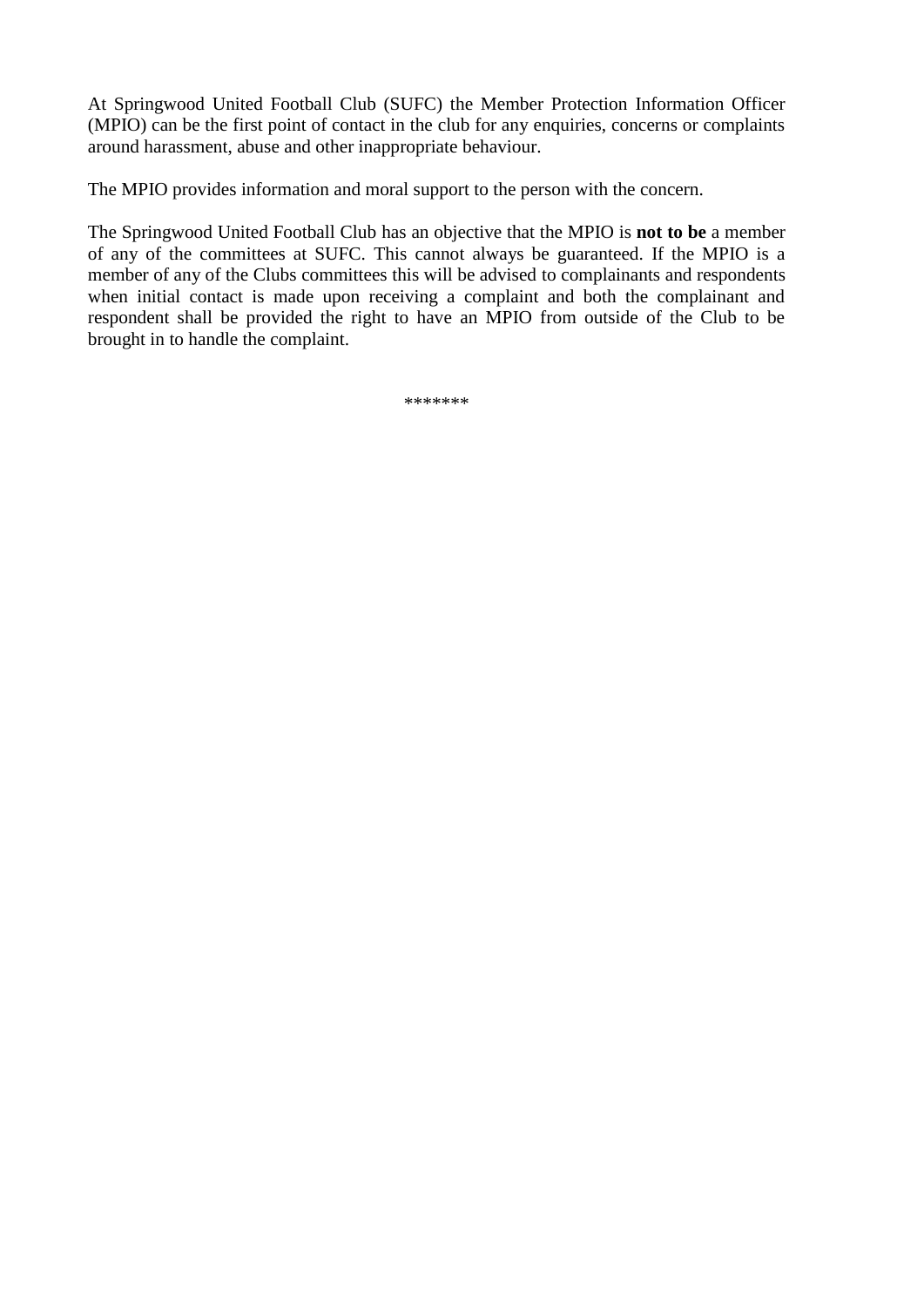At Springwood United Football Club (SUFC) the Member Protection Information Officer (MPIO) can be the first point of contact in the club for any enquiries, concerns or complaints around harassment, abuse and other inappropriate behaviour.

The MPIO provides information and moral support to the person with the concern.

The Springwood United Football Club has an objective that the MPIO is **not to be** a member of any of the committees at SUFC. This cannot always be guaranteed. If the MPIO is a member of any of the Clubs committees this will be advised to complainants and respondents when initial contact is made upon receiving a complaint and both the complainant and respondent shall be provided the right to have an MPIO from outside of the Club to be brought in to handle the complaint.

*******